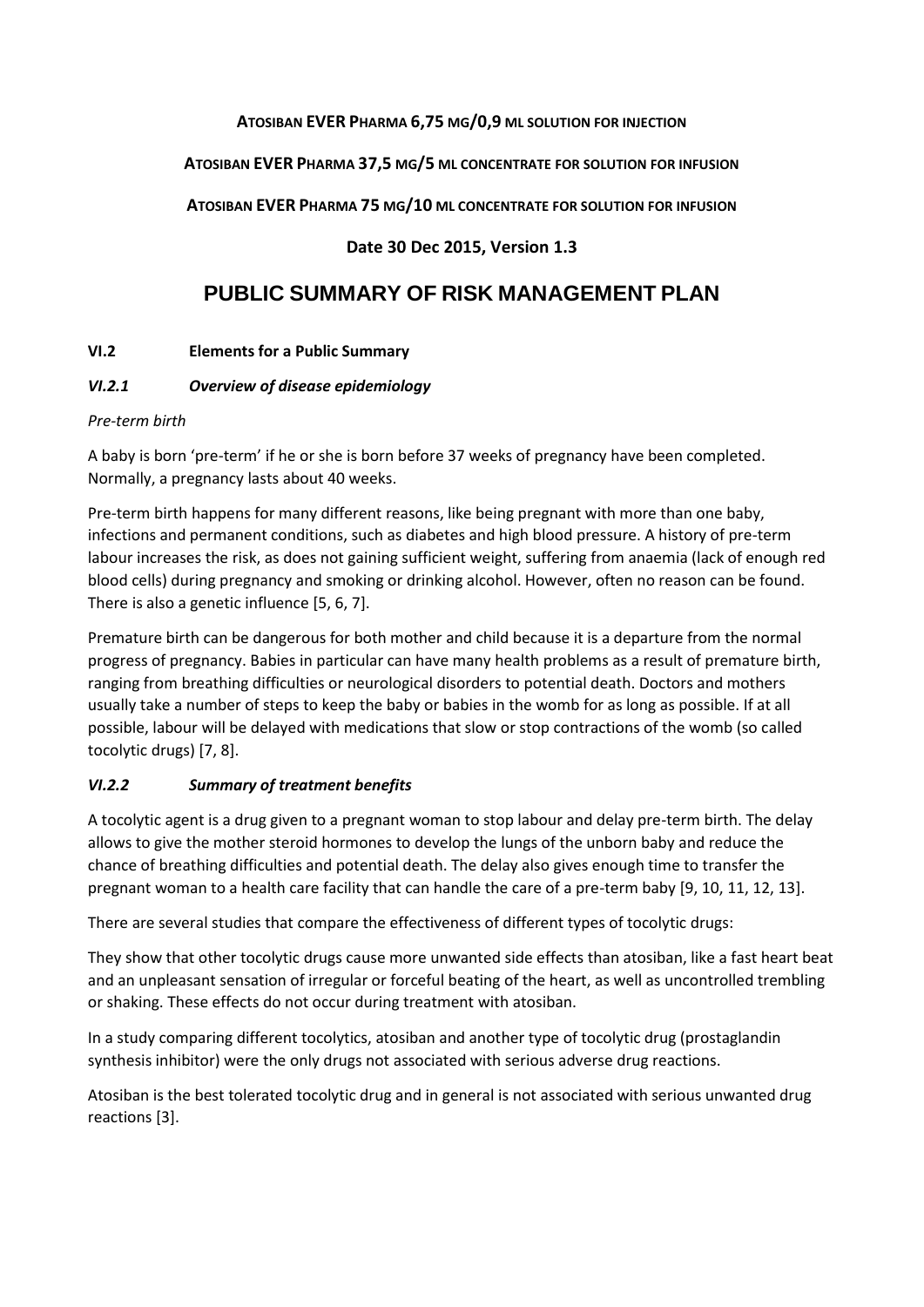**ATOSIBAN EVER PHARMA 6,75 MG/0,9 ML SOLUTION FOR INJECTION**

**ATOSIBAN EVER PHARMA 37,5 MG/5 ML CONCENTRATE FOR SOLUTION FOR INFUSION**

**ATOSIBAN EVER PHARMA 75 MG/10 ML CONCENTRATE FOR SOLUTION FOR INFUSION**

**Date 30 Dec 2015, Version 1.3**

# PUBLIC SUMMARY OF RISK MANAGEMENT PLAN

## VI.2 Elements for a Public Summary

### *VI.2.1 Overview of disease epidemiology*

*Pre-term birth*

A baby is born 'pre-term' if he or she is born before 37 weeks of pregnancy have been completed. Normally, a pregnancy lasts about 40 weeks.

Pre-term birth happens for many different reasons, like being pregnant with more than one baby, infections and permanent conditions, such as diabetes and high blood pressure. A history of pre-term labour increases the risk, as does not gaining sufficient weight, suffering from anaemia (lack of enough red blood cells) during pregnancy and smoking or drinking alcohol. However, often no reason can be found. There is also a genetic influence [5, 6, 7].

Premature birth can be dangerous for both mother and child because it is a departure from the normal progress of pregnancy. Babies in particular can have many health problems as a result of premature birth, ranging from breathing difficulties or neurological disorders to potential death. Doctors and mothers usually take a number of steps to keep the baby or babies in the womb for as long as possible. If at all possible, labour will be delayed with medications that slow or stop contractions of the womb (so called tocolytic drugs) [7, 8].

### *VI.2.2 Summary of treatment benefits*

A tocolytic agent is a drug given to a pregnant woman to stop labour and delay pre-term birth. The delay allows to give the mother steroid hormones to develop the lungs of the unborn baby and reduce the chance of breathing difficulties and potential death. The delay also gives enough time to transfer the pregnant woman to a health care facility that can handle the care of a pre-term baby [9, 10, 11, 12, 13].

There are several studies that compare the effectiveness of different types of tocolytic drugs:

They show that other tocolytic drugs cause more unwanted side effects than atosiban, like a fast heart beat and an unpleasant sensation of irregular or forceful beating of the heart, as well as uncontrolled trembling or shaking. These effects do not occur during treatment with atosiban.

In a study comparing different tocolytics, atosiban and another type of tocolytic drug (prostaglandin synthesis inhibitor) were the only drugs not associated with serious adverse drug reactions.

Atosiban is the best tolerated tocolytic drug and in general is not associated with serious unwanted drug reactions [3].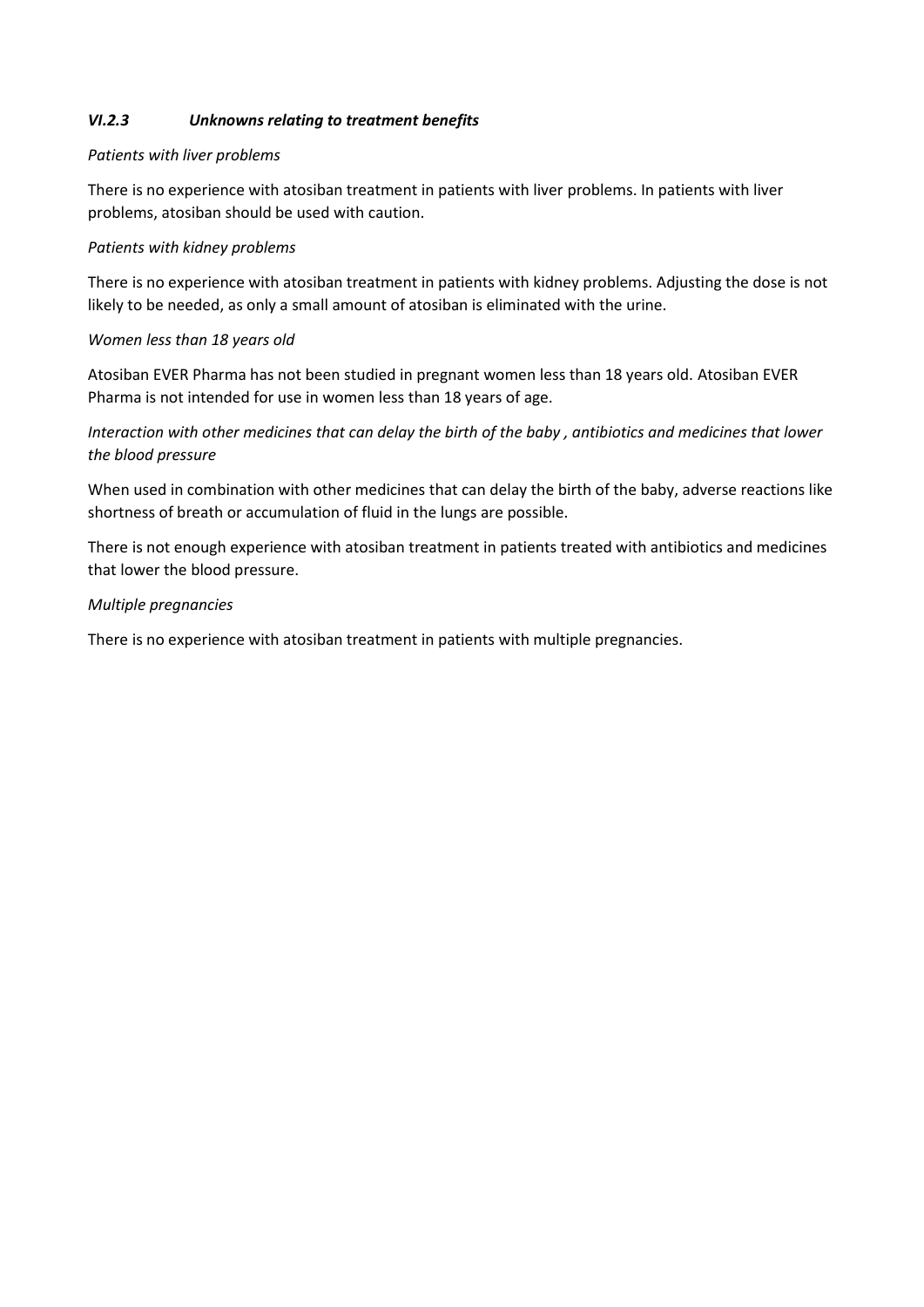### *VI.2.3 Unknowns relating to treatment benefits*

*Patients with liver problems*

There is no experience with atosiban treatment in patients with liver problems. In patients with liver problems, atosiban should be used with caution.

*Patients with kidney problems*

There is no experience with atosiban treatment in patients with kidney problems. Adjusting the dose is not likely to be needed, as only a small amount of atosiban is eliminated with the urine.

*Women less than 18 years old*

Atosiban EVER Pharma has not been studied in pregnant women less than 18 years old. Atosiban EVER Pharma is not intended for use in women less than 18 years of age.

*Interaction with other medicines that can delay the birth of the baby , antibiotics and medicines that lower the blood pressure*

When used in combination with other medicines that can delay the birth of the baby, adverse reactions like shortness of breath or accumulation of fluid in the lungs are possible.

There is not enough experience with atosiban treatment in patients treated with antibiotics and medicines that lower the blood pressure.

*Multiple pregnancies*

There is no experience with atosiban treatment in patients with multiple pregnancies.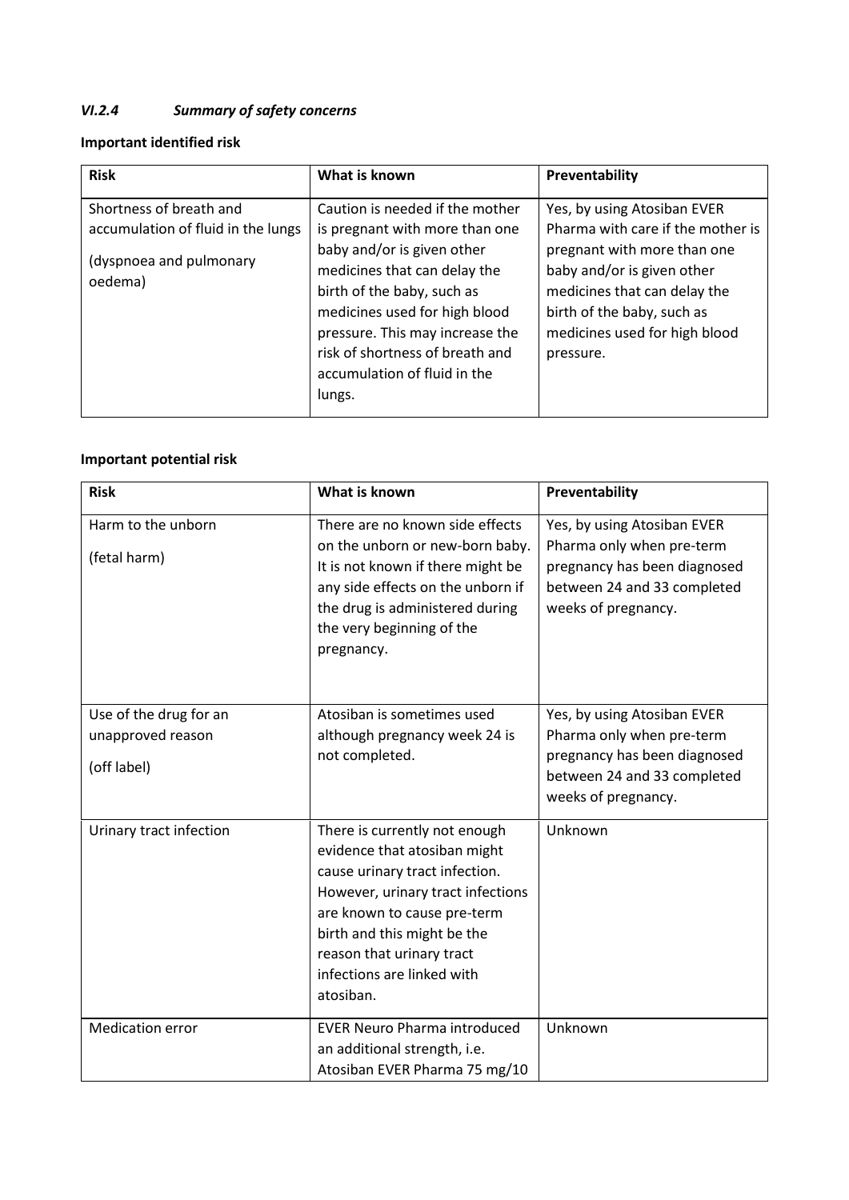### *VI.2.4 Summary of safety concerns*

**Important identified risk**

| **Risk** | **What is known** | **Preventability** |
|---|---|---|
| Shortness of breath and accumulation of fluid in the lungs<br><br>(dyspnoea and pulmonary oedema) | Caution is needed if the mother is pregnant with more than one baby and/or is given other medicines that can delay the birth of the baby, such as medicines used for high blood pressure. This may increase the risk of shortness of breath and accumulation of fluid in the lungs. | Yes, by using Atosiban EVER Pharma with care if the mother is pregnant with more than one baby and/or is given other medicines that can delay the birth of the baby, such as medicines used for high blood pressure. |

**Important potential risk**

| **Risk** | **What is known** | **Preventability** |
|---|---|---|
| Harm to the unborn<br><br>(fetal harm) | There are no known side effects on the unborn or new-born baby. It is not known if there might be any side effects on the unborn if the drug is administered during the very beginning of the pregnancy. | Yes, by using Atosiban EVER Pharma only when pre-term pregnancy has been diagnosed between 24 and 33 completed weeks of pregnancy. |
| Use of the drug for an unapproved reason<br><br>(off label) | Atosiban is sometimes used although pregnancy week 24 is not completed. | Yes, by using Atosiban EVER Pharma only when pre-term pregnancy has been diagnosed between 24 and 33 completed weeks of pregnancy. |
| Urinary tract infection | There is currently not enough evidence that atosiban might cause urinary tract infection. However, urinary tract infections are known to cause pre-term birth and this might be the reason that urinary tract infections are linked with atosiban. | Unknown |
| Medication error | EVER Neuro Pharma introduced an additional strength, i.e. Atosiban EVER Pharma 75 mg/10 | Unknown |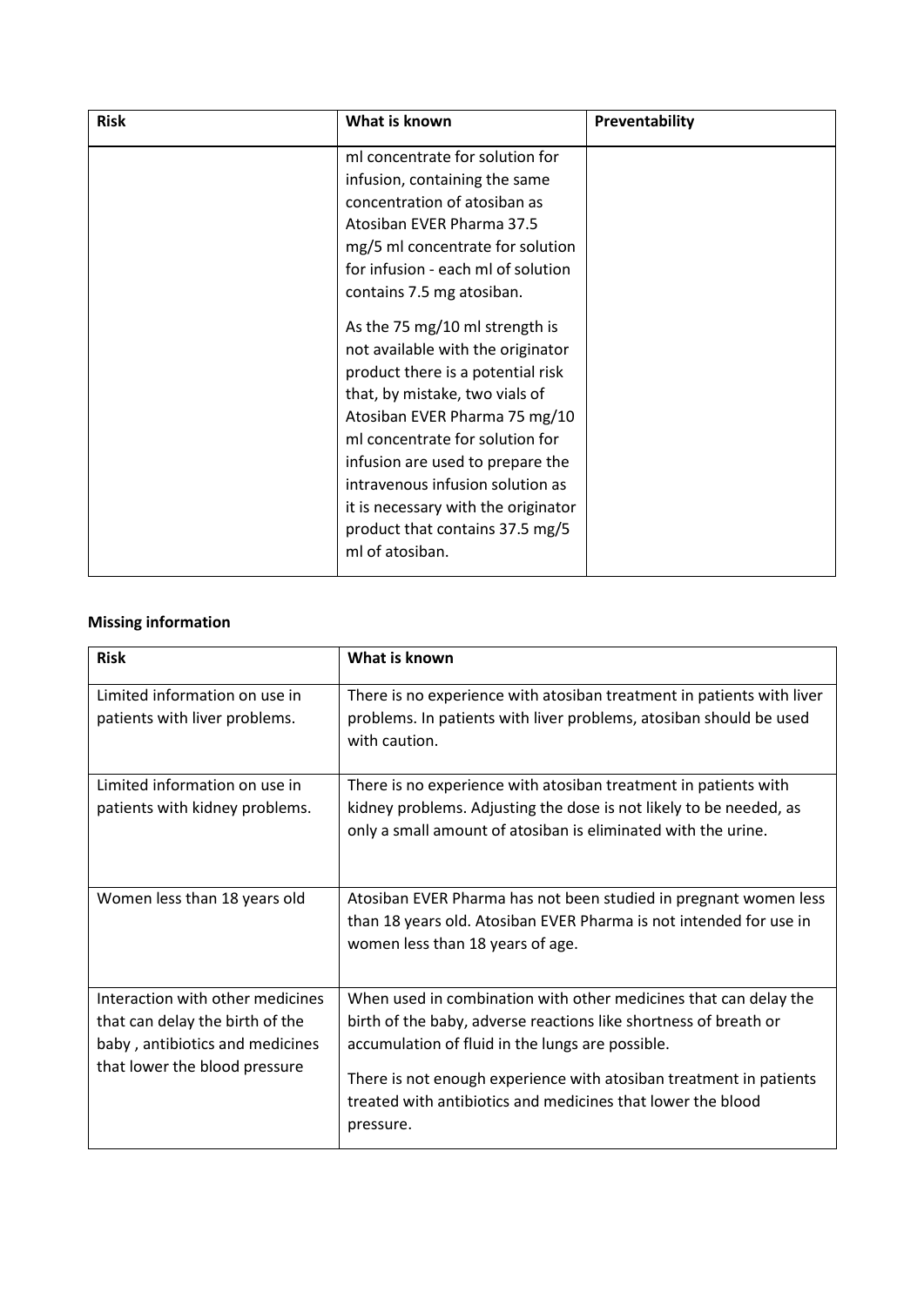| Risk | What is known | Preventability |
|---|---|---|
| | ml concentrate for solution for infusion, containing the same concentration of atosiban as Atosiban EVER Pharma 37.5 mg/5 ml concentrate for solution for infusion - each ml of solution contains 7.5 mg atosiban.<br><br>As the 75 mg/10 ml strength is not available with the originator product there is a potential risk that, by mistake, two vials of Atosiban EVER Pharma 75 mg/10 ml concentrate for solution for infusion are used to prepare the intravenous infusion solution as it is necessary with the originator product that contains 37.5 mg/5 ml of atosiban. | |

**Missing information**

| Risk | What is known |
|---|---|
| Limited information on use in patients with liver problems. | There is no experience with atosiban treatment in patients with liver problems. In patients with liver problems, atosiban should be used with caution. |
| Limited information on use in patients with kidney problems. | There is no experience with atosiban treatment in patients with kidney problems. Adjusting the dose is not likely to be needed, as only a small amount of atosiban is eliminated with the urine. |
| Women less than 18 years old | Atosiban EVER Pharma has not been studied in pregnant women less than 18 years old. Atosiban EVER Pharma is not intended for use in women less than 18 years of age. |
| Interaction with other medicines that can delay the birth of the baby , antibiotics and medicines that lower the blood pressure | When used in combination with other medicines that can delay the birth of the baby, adverse reactions like shortness of breath or accumulation of fluid in the lungs are possible.<br><br>There is not enough experience with atosiban treatment in patients treated with antibiotics and medicines that lower the blood pressure. |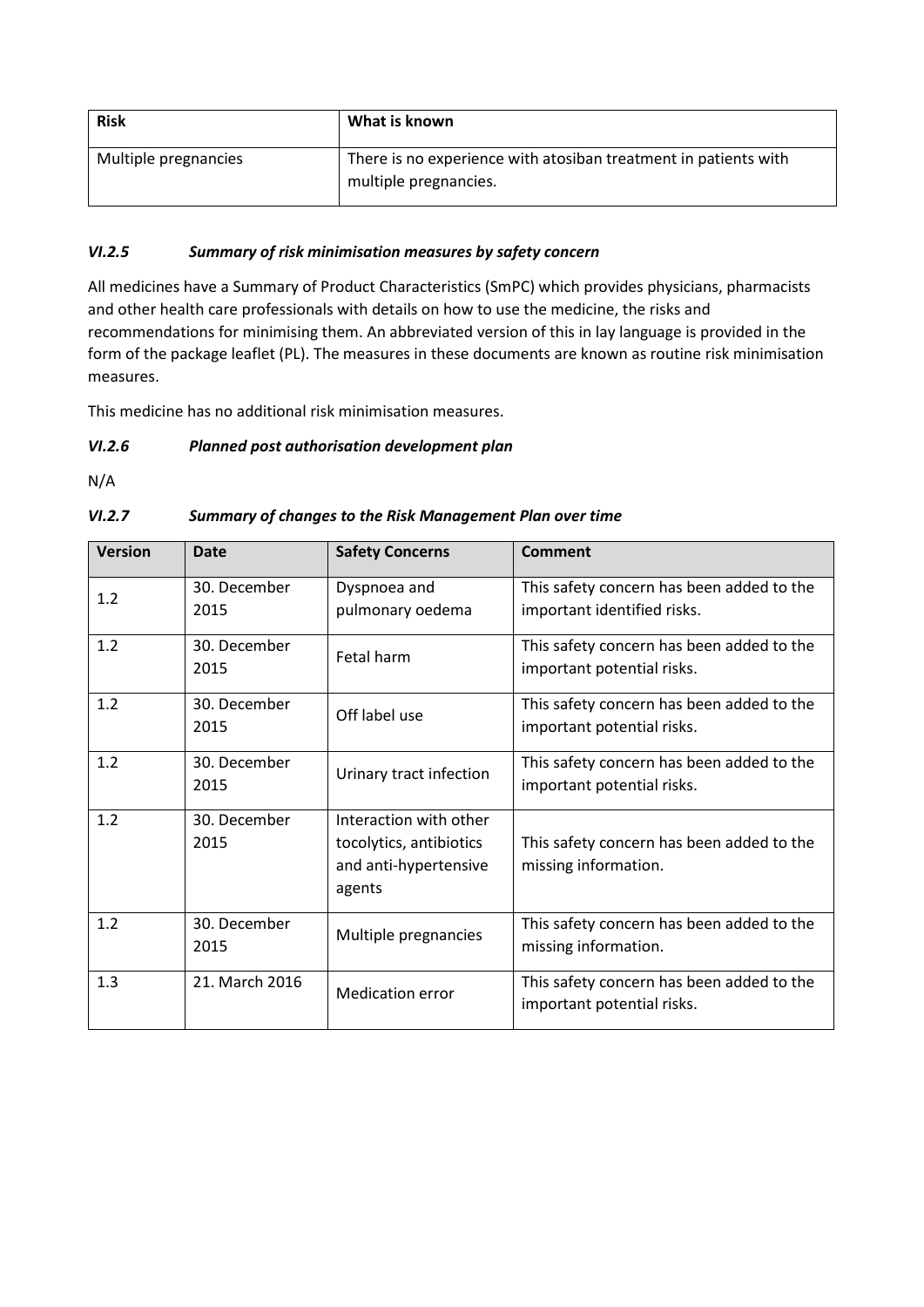| Risk | What is known |
| --- | --- |
| Multiple pregnancies | There is no experience with atosiban treatment in patients with multiple pregnancies. |

### *VI.2.5 Summary of risk minimisation measures by safety concern*

All medicines have a Summary of Product Characteristics (SmPC) which provides physicians, pharmacists and other health care professionals with details on how to use the medicine, the risks and recommendations for minimising them. An abbreviated version of this in lay language is provided in the form of the package leaflet (PL). The measures in these documents are known as routine risk minimisation measures.

This medicine has no additional risk minimisation measures.

### *VI.2.6 Planned post authorisation development plan*

N/A

### *VI.2.7 Summary of changes to the Risk Management Plan over time*

| Version | Date | Safety Concerns | Comment |
| --- | --- | --- | --- |
| 1.2 | 30. December 2015 | Dyspnoea and pulmonary oedema | This safety concern has been added to the important identified risks. |
| 1.2 | 30. December 2015 | Fetal harm | This safety concern has been added to the important potential risks. |
| 1.2 | 30. December 2015 | Off label use | This safety concern has been added to the important potential risks. |
| 1.2 | 30. December 2015 | Urinary tract infection | This safety concern has been added to the important potential risks. |
| 1.2 | 30. December 2015 | Interaction with other tocolytics, antibiotics and anti-hypertensive agents | This safety concern has been added to the missing information. |
| 1.2 | 30. December 2015 | Multiple pregnancies | This safety concern has been added to the missing information. |
| 1.3 | 21. March 2016 | Medication error | This safety concern has been added to the important potential risks. |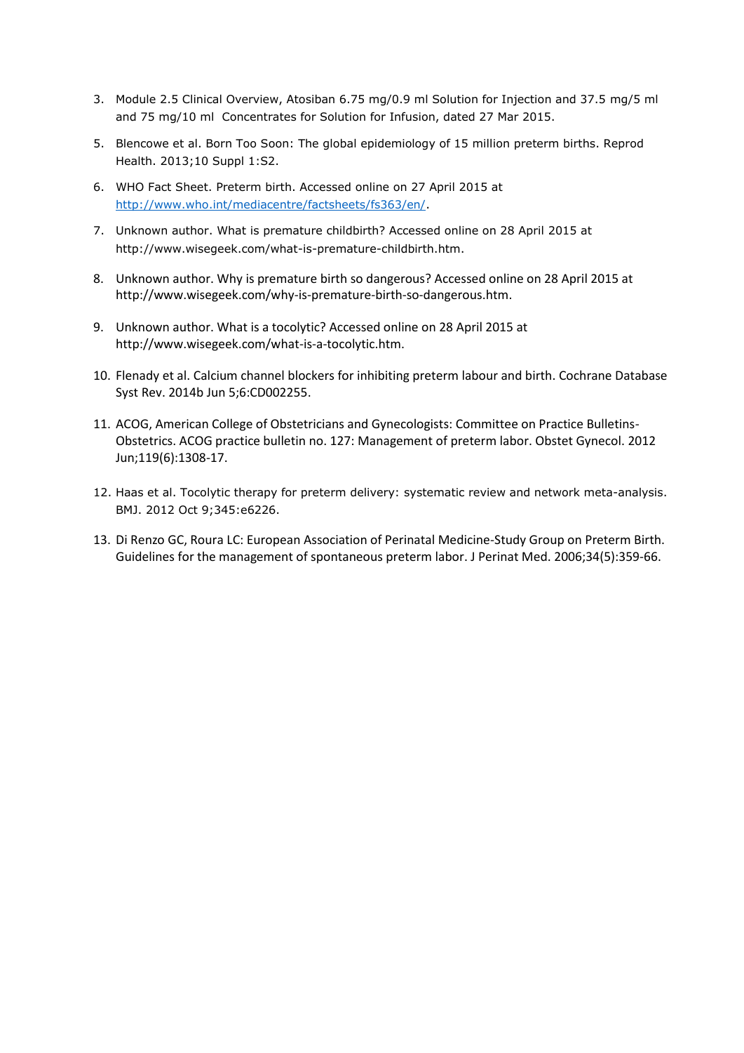3. Module 2.5 Clinical Overview, Atosiban 6.75 mg/0.9 ml Solution for Injection and 37.5 mg/5 ml and 75 mg/10 ml Concentrates for Solution for Infusion, dated 27 Mar 2015.

5. Blencowe et al. Born Too Soon: The global epidemiology of 15 million preterm births. Reprod Health. 2013;10 Suppl 1:S2.

6. WHO Fact Sheet. Preterm birth. Accessed online on 27 April 2015 at http://www.who.int/mediacentre/factsheets/fs363/en/.

7. Unknown author. What is premature childbirth? Accessed online on 28 April 2015 at http://www.wisegeek.com/what-is-premature-childbirth.htm.

8. Unknown author. Why is premature birth so dangerous? Accessed online on 28 April 2015 at http://www.wisegeek.com/why-is-premature-birth-so-dangerous.htm.

9. Unknown author. What is a tocolytic? Accessed online on 28 April 2015 at http://www.wisegeek.com/what-is-a-tocolytic.htm.

10. Flenady et al. Calcium channel blockers for inhibiting preterm labour and birth. Cochrane Database Syst Rev. 2014b Jun 5;6:CD002255.

11. ACOG, American College of Obstetricians and Gynecologists: Committee on Practice Bulletins-Obstetrics. ACOG practice bulletin no. 127: Management of preterm labor. Obstet Gynecol. 2012 Jun;119(6):1308-17.

12. Haas et al. Tocolytic therapy for preterm delivery: systematic review and network meta-analysis. BMJ. 2012 Oct 9;345:e6226.

13. Di Renzo GC, Roura LC: European Association of Perinatal Medicine-Study Group on Preterm Birth. Guidelines for the management of spontaneous preterm labor. J Perinat Med. 2006;34(5):359-66.